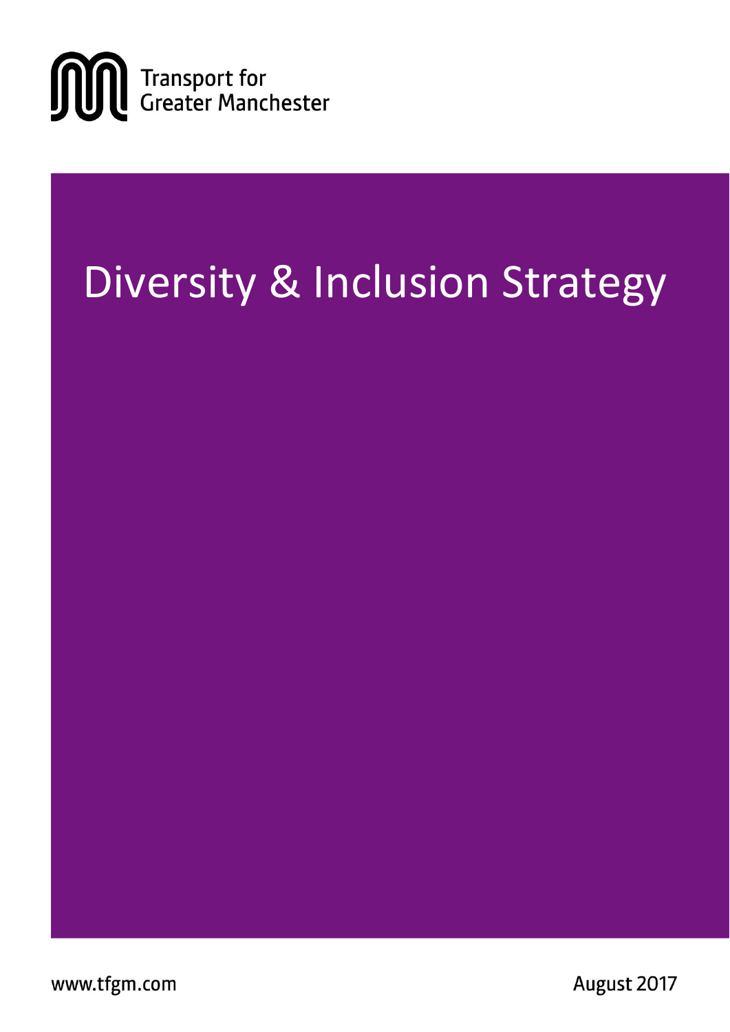Transport for Greater Manchester

# Diversity & Inclusion Strategy

www.tfgm.com

August 2017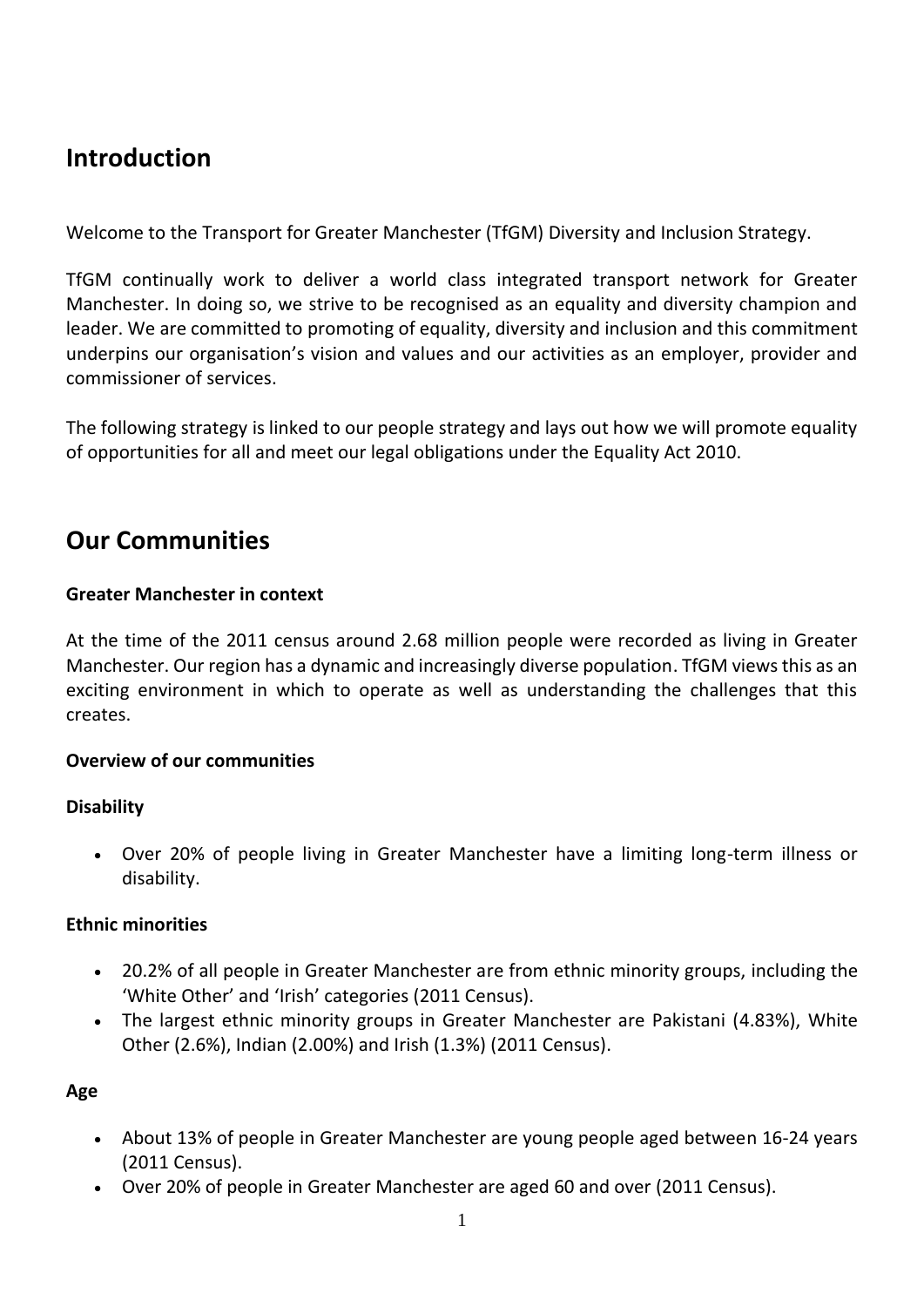## Introduction

Welcome to the Transport for Greater Manchester (TfGM) Diversity and Inclusion Strategy.

TfGM continually work to deliver a world class integrated transport network for Greater Manchester. In doing so, we strive to be recognised as an equality and diversity champion and leader. We are committed to promoting of equality, diversity and inclusion and this commitment underpins our organisation's vision and values and our activities as an employer, provider and commissioner of services.

The following strategy is linked to our people strategy and lays out how we will promote equality of opportunities for all and meet our legal obligations under the Equality Act 2010.

## Our Communities

**Greater Manchester in context**

At the time of the 2011 census around 2.68 million people were recorded as living in Greater Manchester. Our region has a dynamic and increasingly diverse population. TfGM views this as an exciting environment in which to operate as well as understanding the challenges that this creates.

**Overview of our communities**

**Disability**

- Over 20% of people living in Greater Manchester have a limiting long-term illness or disability.

**Ethnic minorities**

- 20.2% of all people in Greater Manchester are from ethnic minority groups, including the 'White Other' and 'Irish' categories (2011 Census).
- The largest ethnic minority groups in Greater Manchester are Pakistani (4.83%), White Other (2.6%), Indian (2.00%) and Irish (1.3%) (2011 Census).

**Age**

- About 13% of people in Greater Manchester are young people aged between 16-24 years (2011 Census).
- Over 20% of people in Greater Manchester are aged 60 and over (2011 Census).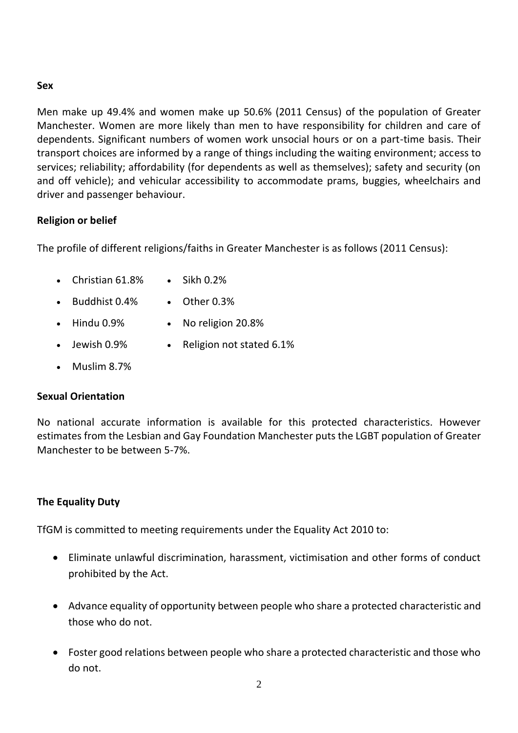**Sex**

Men make up 49.4% and women make up 50.6% (2011 Census) of the population of Greater Manchester. Women are more likely than men to have responsibility for children and care of dependents. Significant numbers of women work unsocial hours or on a part-time basis. Their transport choices are informed by a range of things including the waiting environment; access to services; reliability; affordability (for dependents as well as themselves); safety and security (on and off vehicle); and vehicular accessibility to accommodate prams, buggies, wheelchairs and driver and passenger behaviour.

**Religion or belief**

The profile of different religions/faiths in Greater Manchester is as follows (2011 Census):

- Christian 61.8%
- Buddhist 0.4%
- Hindu 0.9%
- Jewish 0.9%
- Muslim 8.7%
- Sikh 0.2%
- Other 0.3%
- No religion 20.8%
- Religion not stated 6.1%

**Sexual Orientation**

No national accurate information is available for this protected characteristics. However estimates from the Lesbian and Gay Foundation Manchester puts the LGBT population of Greater Manchester to be between 5-7%.

**The Equality Duty**

TfGM is committed to meeting requirements under the Equality Act 2010 to:

- Eliminate unlawful discrimination, harassment, victimisation and other forms of conduct prohibited by the Act.
- Advance equality of opportunity between people who share a protected characteristic and those who do not.
- Foster good relations between people who share a protected characteristic and those who do not.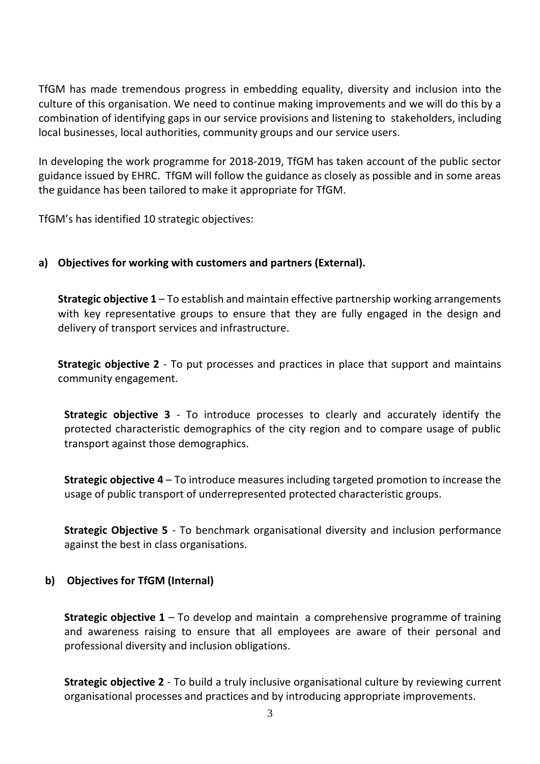TfGM has made tremendous progress in embedding equality, diversity and inclusion into the culture of this organisation. We need to continue making improvements and we will do this by a combination of identifying gaps in our service provisions and listening to stakeholders, including local businesses, local authorities, community groups and our service users.

In developing the work programme for 2018-2019, TfGM has taken account of the public sector guidance issued by EHRC. TfGM will follow the guidance as closely as possible and in some areas the guidance has been tailored to make it appropriate for TfGM.

TfGM's has identified 10 strategic objectives:

**a) Objectives for working with customers and partners (External).**

**Strategic objective 1** – To establish and maintain effective partnership working arrangements with key representative groups to ensure that they are fully engaged in the design and delivery of transport services and infrastructure.

**Strategic objective 2** - To put processes and practices in place that support and maintains community engagement.

**Strategic objective 3** - To introduce processes to clearly and accurately identify the protected characteristic demographics of the city region and to compare usage of public transport against those demographics.

**Strategic objective 4** – To introduce measures including targeted promotion to increase the usage of public transport of underrepresented protected characteristic groups.

**Strategic Objective 5** - To benchmark organisational diversity and inclusion performance against the best in class organisations.

**b) Objectives for TfGM (Internal)**

**Strategic objective 1** – To develop and maintain a comprehensive programme of training and awareness raising to ensure that all employees are aware of their personal and professional diversity and inclusion obligations.

**Strategic objective 2** - To build a truly inclusive organisational culture by reviewing current organisational processes and practices and by introducing appropriate improvements.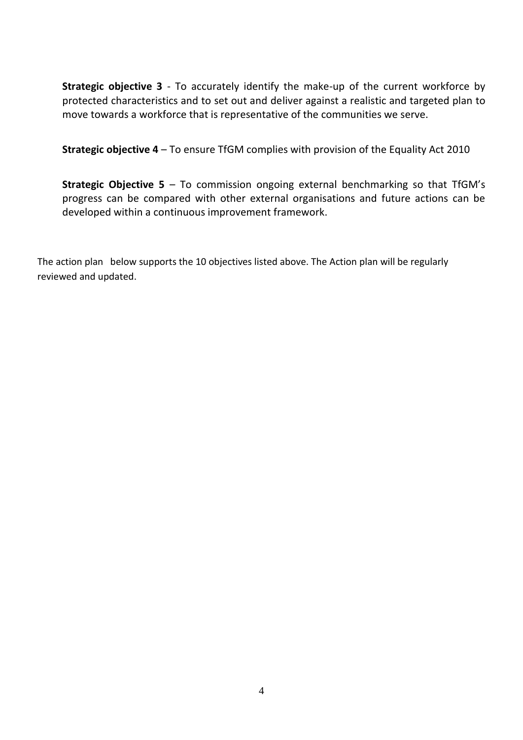**Strategic objective 3** - To accurately identify the make-up of the current workforce by protected characteristics and to set out and deliver against a realistic and targeted plan to move towards a workforce that is representative of the communities we serve.

**Strategic objective 4** – To ensure TfGM complies with provision of the Equality Act 2010

**Strategic Objective 5** – To commission ongoing external benchmarking so that TfGM's progress can be compared with other external organisations and future actions can be developed within a continuous improvement framework.

The action plan below supports the 10 objectives listed above. The Action plan will be regularly reviewed and updated.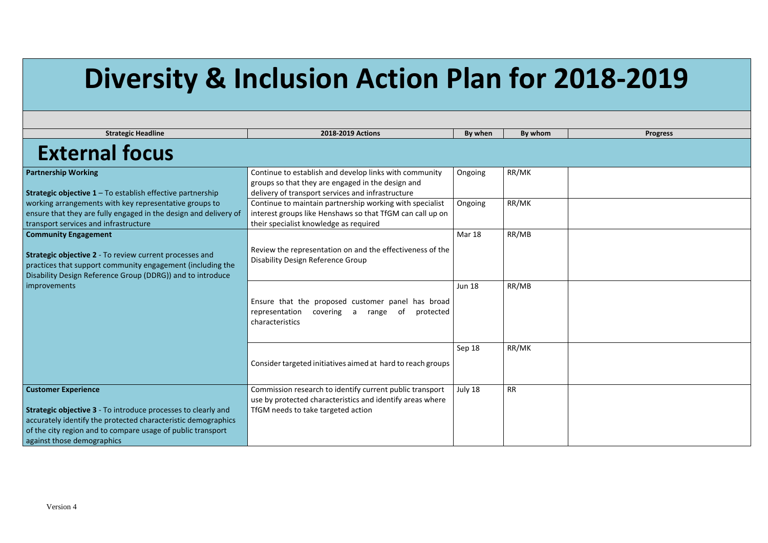# Diversity & Inclusion Action Plan for 2018-2019

| Strategic Headline | 2018-2019 Actions | By when | By whom | Progress |
|---|---|---|---|---|
| **External focus** | | | | |
| **Partnership Working**<br><br>**Strategic objective 1** – To establish effective partnership working arrangements with key representative groups to ensure that they are fully engaged in the design and delivery of transport services and infrastructure | Continue to establish and develop links with community groups so that they are engaged in the design and delivery of transport services and infrastructure | Ongoing | RR/MK | |
| | Continue to maintain partnership working with specialist interest groups like Henshaws so that TfGM can call up on their specialist knowledge as required | Ongoing | RR/MK | |
| **Community Engagement**<br><br>**Strategic objective 2** - To review current processes and practices that support community engagement (including the Disability Design Reference Group (DDRG)) and to introduce improvements | Review the representation on and the effectiveness of the Disability Design Reference Group | Mar 18 | RR/MB | |
| | Ensure that the proposed customer panel has broad representation covering a range of protected characteristics | Jun 18 | RR/MB | |
| | Consider targeted initiatives aimed at hard to reach groups | Sep 18 | RR/MK | |
| **Customer Experience**<br><br>**Strategic objective 3** - To introduce processes to clearly and accurately identify the protected characteristic demographics of the city region and to compare usage of public transport against those demographics | Commission research to identify current public transport use by protected characteristics and identify areas where TfGM needs to take targeted action | July 18 | RR | |

Version 4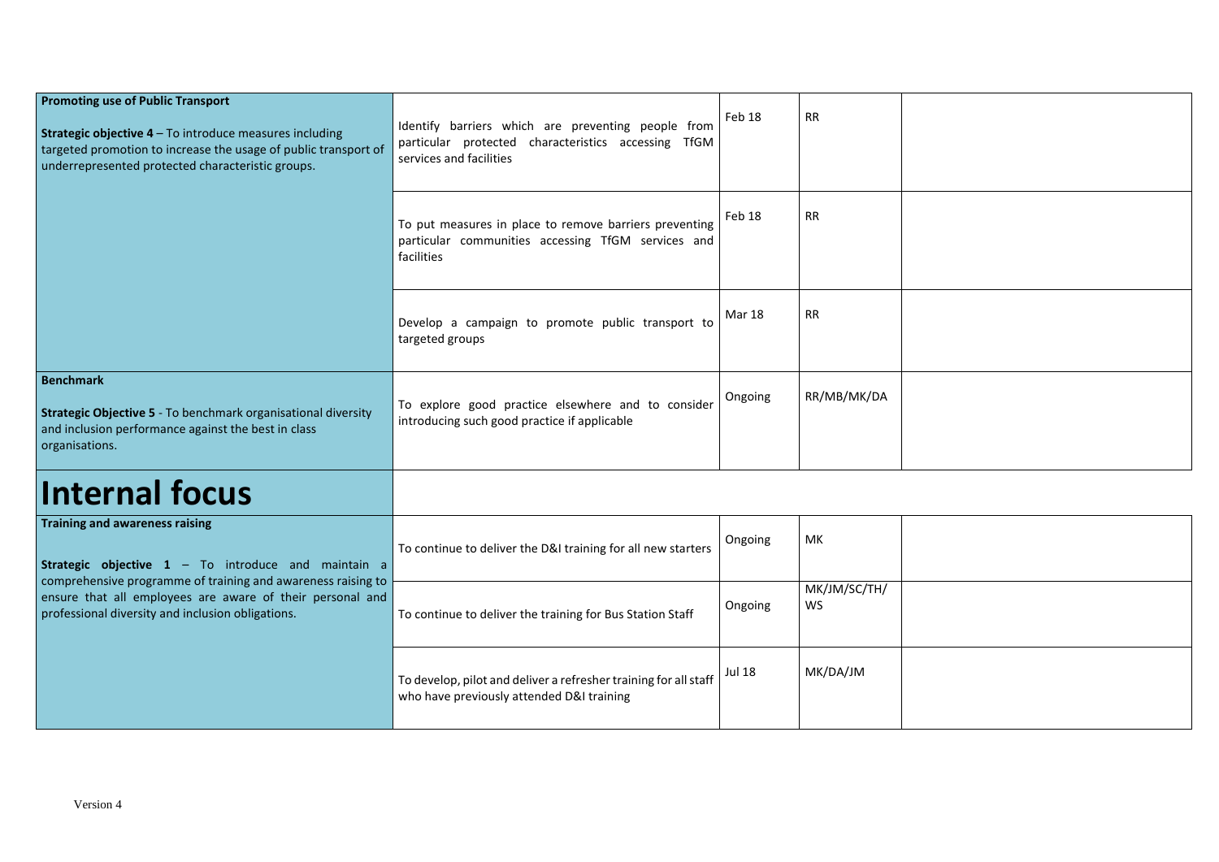| | | | | |
|---|---|---|---|---|
| **Promoting use of Public Transport**<br><br>**Strategic objective 4** – To introduce measures including targeted promotion to increase the usage of public transport of underrepresented protected characteristic groups. | Identify barriers which are preventing people from particular protected characteristics accessing TfGM services and facilities | Feb 18 | RR | |
| | To put measures in place to remove barriers preventing particular communities accessing TfGM services and facilities | Feb 18 | RR | |
| | Develop a campaign to promote public transport to targeted groups | Mar 18 | RR | |
| **Benchmark**<br><br>**Strategic Objective 5** - To benchmark organisational diversity and inclusion performance against the best in class organisations. | To explore good practice elsewhere and to consider introducing such good practice if applicable | Ongoing | RR/MB/MK/DA | |

# Internal focus

| | | | | |
|---|---|---|---|---|
| **Training and awareness raising**<br><br>**Strategic objective 1** – To introduce and maintain a comprehensive programme of training and awareness raising to ensure that all employees are aware of their personal and professional diversity and inclusion obligations. | To continue to deliver the D&I training for all new starters | Ongoing | MK | |
| | To continue to deliver the training for Bus Station Staff | Ongoing | MK/JM/SC/TH/WS | |
| | To develop, pilot and deliver a refresher training for all staff who have previously attended D&I training | Jul 18 | MK/DA/JM | |

Version 4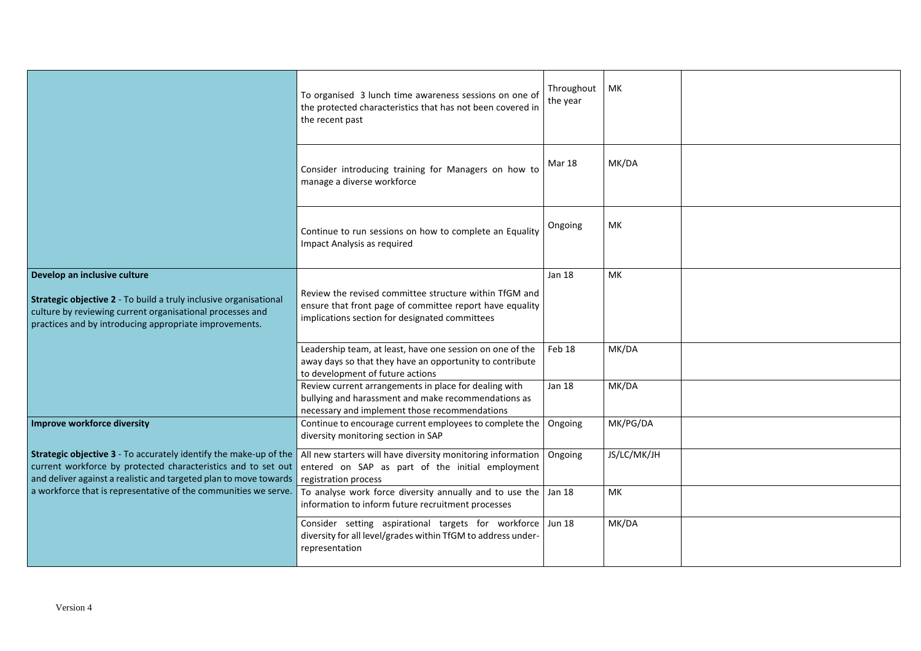| | | | | |
|---|---|---|---|---|
| | To organised 3 lunch time awareness sessions on one of the protected characteristics that has not been covered in the recent past | Throughout the year | MK | |
| | Consider introducing training for Managers on how to manage a diverse workforce | Mar 18 | MK/DA | |
| | Continue to run sessions on how to complete an Equality Impact Analysis as required | Ongoing | MK | |
| **Develop an inclusive culture**<br><br>**Strategic objective 2** - To build a truly inclusive organisational culture by reviewing current organisational processes and practices and by introducing appropriate improvements. | Review the revised committee structure within TfGM and ensure that front page of committee report have equality implications section for designated committees | Jan 18 | MK | |
| | Leadership team, at least, have one session on one of the away days so that they have an opportunity to contribute to development of future actions | Feb 18 | MK/DA | |
| | Review current arrangements in place for dealing with bullying and harassment and make recommendations as necessary and implement those recommendations | Jan 18 | MK/DA | |
| **Improve workforce diversity**<br><br>**Strategic objective 3** - To accurately identify the make-up of the current workforce by protected characteristics and to set out and deliver against a realistic and targeted plan to move towards a workforce that is representative of the communities we serve. | Continue to encourage current employees to complete the diversity monitoring section in SAP | Ongoing | MK/PG/DA | |
| | All new starters will have diversity monitoring information entered on SAP as part of the initial employment registration process | Ongoing | JS/LC/MK/JH | |
| | To analyse work force diversity annually and to use the information to inform future recruitment processes | Jan 18 | MK | |
| | Consider setting aspirational targets for workforce diversity for all level/grades within TfGM to address under-representation | Jun 18 | MK/DA | |

Version 4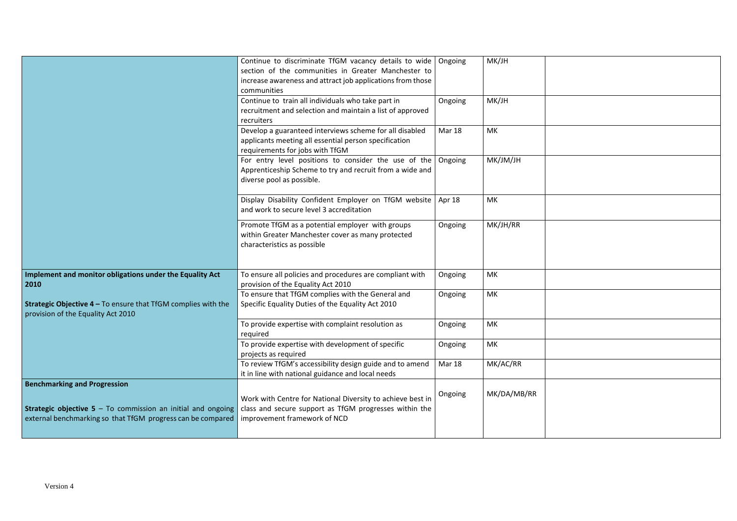| | | | | |
|---|---|---|---|---|
| | Continue to discriminate TfGM vacancy details to wide section of the communities in Greater Manchester to increase awareness and attract job applications from those communities | Ongoing | MK/JH | |
| | Continue to train all individuals who take part in recruitment and selection and maintain a list of approved recruiters | Ongoing | MK/JH | |
| | Develop a guaranteed interviews scheme for all disabled applicants meeting all essential person specification requirements for jobs with TfGM | Mar 18 | MK | |
| | For entry level positions to consider the use of the Apprenticeship Scheme to try and recruit from a wide and diverse pool as possible. | Ongoing | MK/JM/JH | |
| | Display Disability Confident Employer on TfGM website and work to secure level 3 accreditation | Apr 18 | MK | |
| | Promote TfGM as a potential employer with groups within Greater Manchester cover as many protected characteristics as possible | Ongoing | MK/JH/RR | |
| **Implement and monitor obligations under the Equality Act 2010**<br><br>**Strategic Objective 4 –** To ensure that TfGM complies with the provision of the Equality Act 2010 | To ensure all policies and procedures are compliant with provision of the Equality Act 2010 | Ongoing | MK | |
| | To ensure that TfGM complies with the General and Specific Equality Duties of the Equality Act 2010 | Ongoing | MK | |
| | To provide expertise with complaint resolution as required | Ongoing | MK | |
| | To provide expertise with development of specific projects as required | Ongoing | MK | |
| | To review TfGM's accessibility design guide and to amend it in line with national guidance and local needs | Mar 18 | MK/AC/RR | |
| **Benchmarking and Progression**<br><br>**Strategic objective 5** – To commission an initial and ongoing external benchmarking so that TfGM progress can be compared | Work with Centre for National Diversity to achieve best in class and secure support as TfGM progresses within the improvement framework of NCD | Ongoing | MK/DA/MB/RR | |

Version 4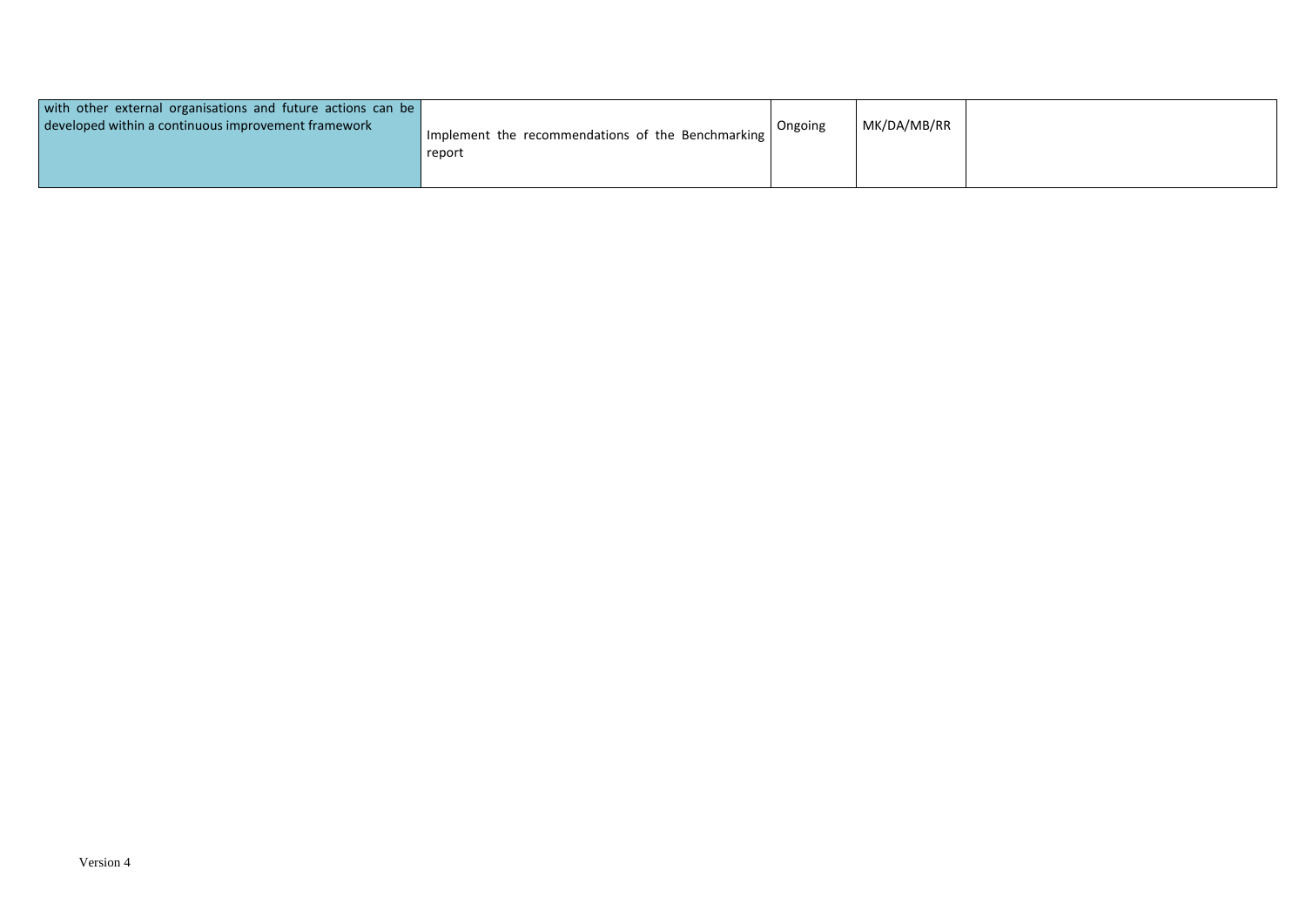| | | | | |
|---|---|---|---|---|
| with other external organisations and future actions can be developed within a continuous improvement framework | Implement the recommendations of the Benchmarking report | Ongoing | MK/DA/MB/RR | |

Version 4